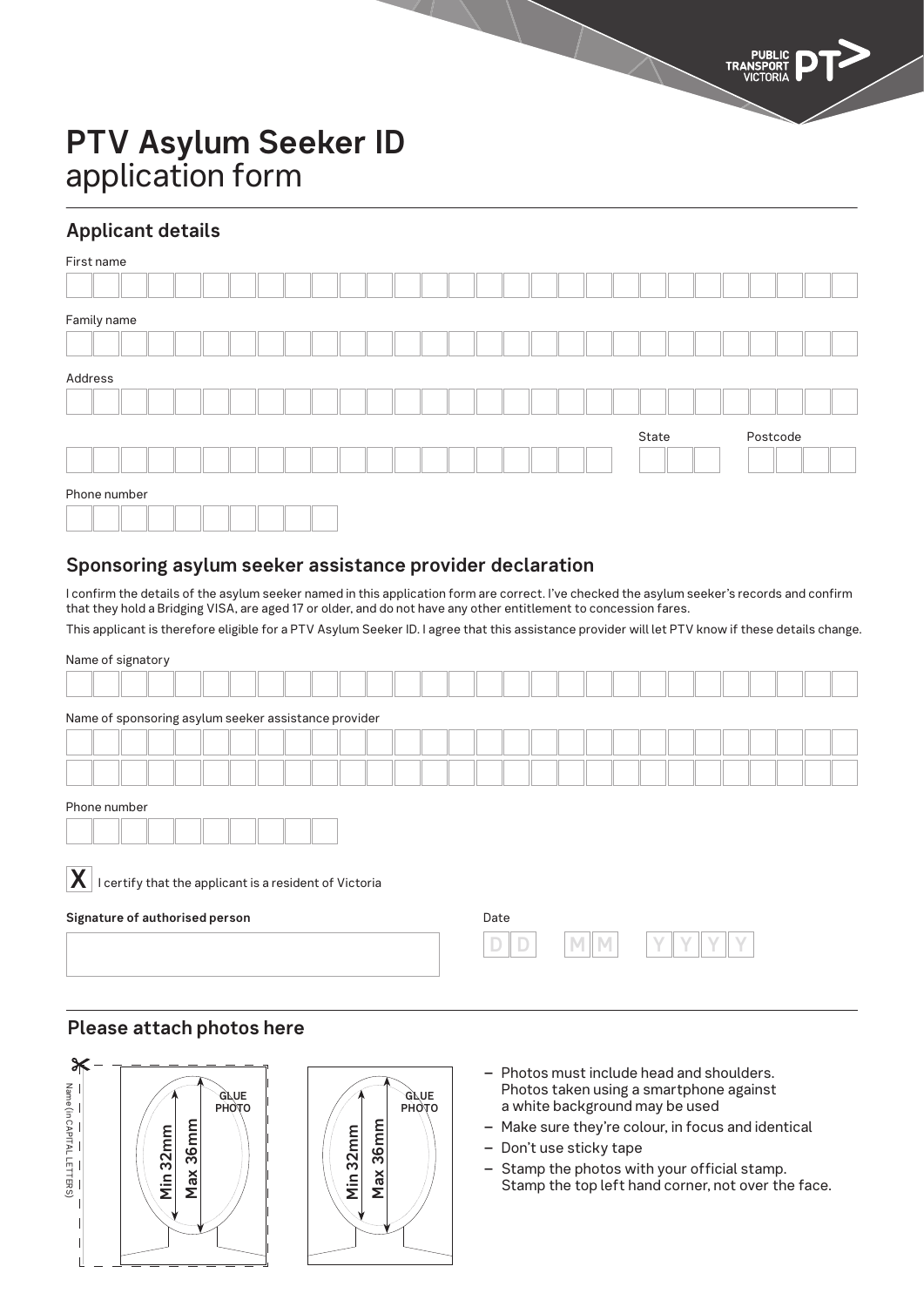# PTV Asylum Seeker ID
application form

## Applicant details

First name

Family name

Address

State

Postcode

Phone number

## Sponsoring asylum seeker assistance provider declaration

I confirm the details of the asylum seeker named in this application form are correct. I've checked the asylum seeker's records and confirm that they hold a Bridging VISA, are aged 17 or older, and do not have any other entitlement to concession fares.

This applicant is therefore eligible for a PTV Asylum Seeker ID. I agree that this assistance provider will let PTV know if these details change.

Name of signatory

Name of sponsoring asylum seeker assistance provider

Phone number

X I certify that the applicant is a resident of Victoria

**Signature of authorised person**

Date

D D M M Y Y Y Y

## Please attach photos here

Name (in CAPITAL LETTERS)

GLUE PHOTO

Min 32mm

Max 36mm

GLUE PHOTO

Min 32mm

Max 36mm

- Photos must include head and shoulders. Photos taken using a smartphone against a white background may be used
- Make sure they're colour, in focus and identical
- Don't use sticky tape
- Stamp the photos with your official stamp. Stamp the top left hand corner, not over the face.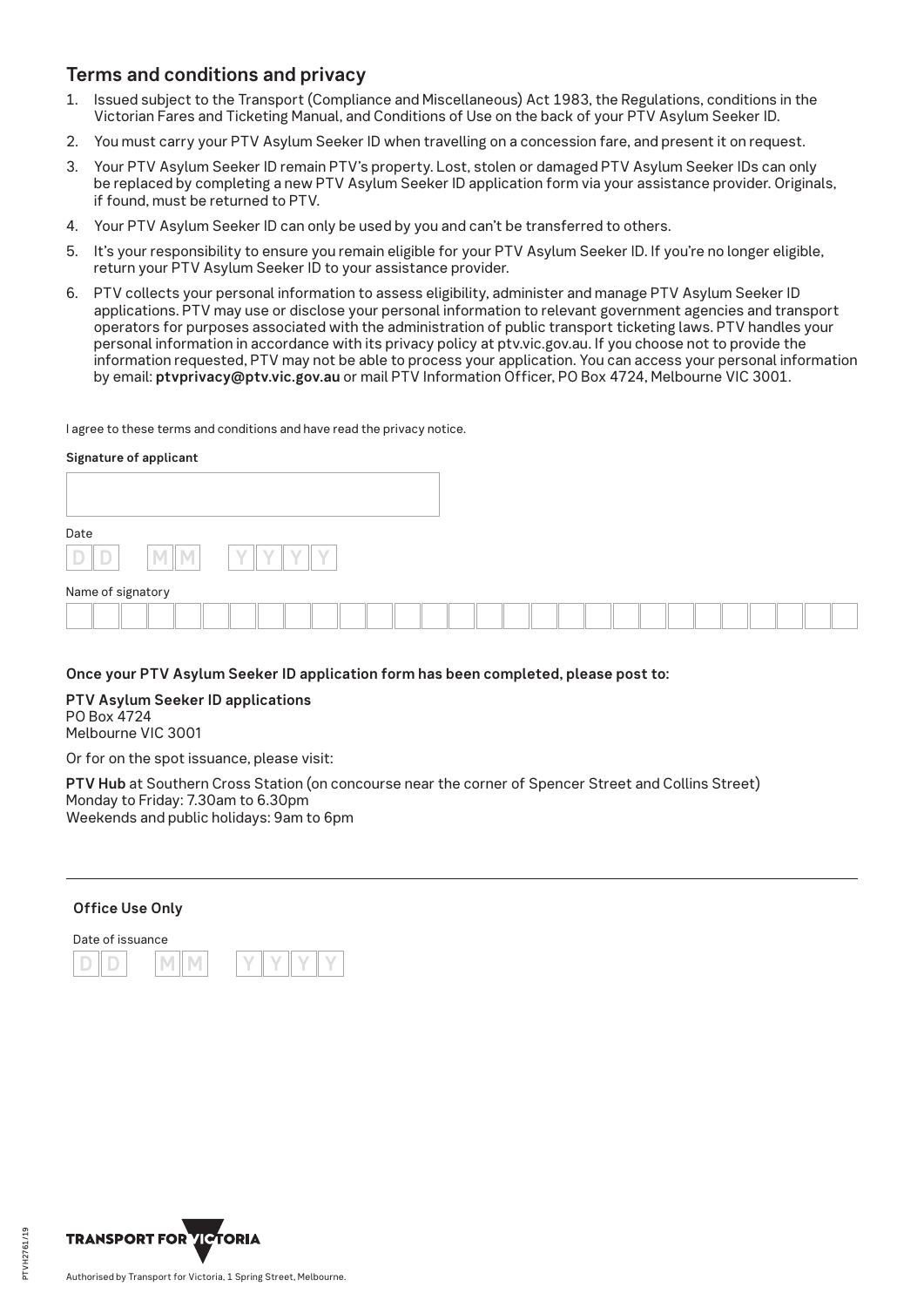## Terms and conditions and privacy

1. Issued subject to the Transport (Compliance and Miscellaneous) Act 1983, the Regulations, conditions in the Victorian Fares and Ticketing Manual, and Conditions of Use on the back of your PTV Asylum Seeker ID.
2. You must carry your PTV Asylum Seeker ID when travelling on a concession fare, and present it on request.
3. Your PTV Asylum Seeker ID remain PTV's property. Lost, stolen or damaged PTV Asylum Seeker IDs can only be replaced by completing a new PTV Asylum Seeker ID application form via your assistance provider. Originals, if found, must be returned to PTV.
4. Your PTV Asylum Seeker ID can only be used by you and can't be transferred to others.
5. It's your responsibility to ensure you remain eligible for your PTV Asylum Seeker ID. If you're no longer eligible, return your PTV Asylum Seeker ID to your assistance provider.
6. PTV collects your personal information to assess eligibility, administer and manage PTV Asylum Seeker ID applications. PTV may use or disclose your personal information to relevant government agencies and transport operators for purposes associated with the administration of public transport ticketing laws. PTV handles your personal information in accordance with its privacy policy at ptv.vic.gov.au. If you choose not to provide the information requested, PTV may not be able to process your application. You can access your personal information by email: **ptvprivacy@ptv.vic.gov.au** or mail PTV Information Officer, PO Box 4724, Melbourne VIC 3001.

I agree to these terms and conditions and have read the privacy notice.

**Signature of applicant**

Date

D D M M Y Y Y Y

Name of signatory

**Once your PTV Asylum Seeker ID application form has been completed, please post to:**

**PTV Asylum Seeker ID applications**
PO Box 4724
Melbourne VIC 3001

Or for on the spot issuance, please visit:

**PTV Hub** at Southern Cross Station (on concourse near the corner of Spencer Street and Collins Street)
Monday to Friday: 7.30am to 6.30pm
Weekends and public holidays: 9am to 6pm

**Office Use Only**

Date of issuance

D D M M Y Y Y Y

PTVH2761/19

TRANSPORT FOR VICTORIA

Authorised by Transport for Victoria, 1 Spring Street, Melbourne.